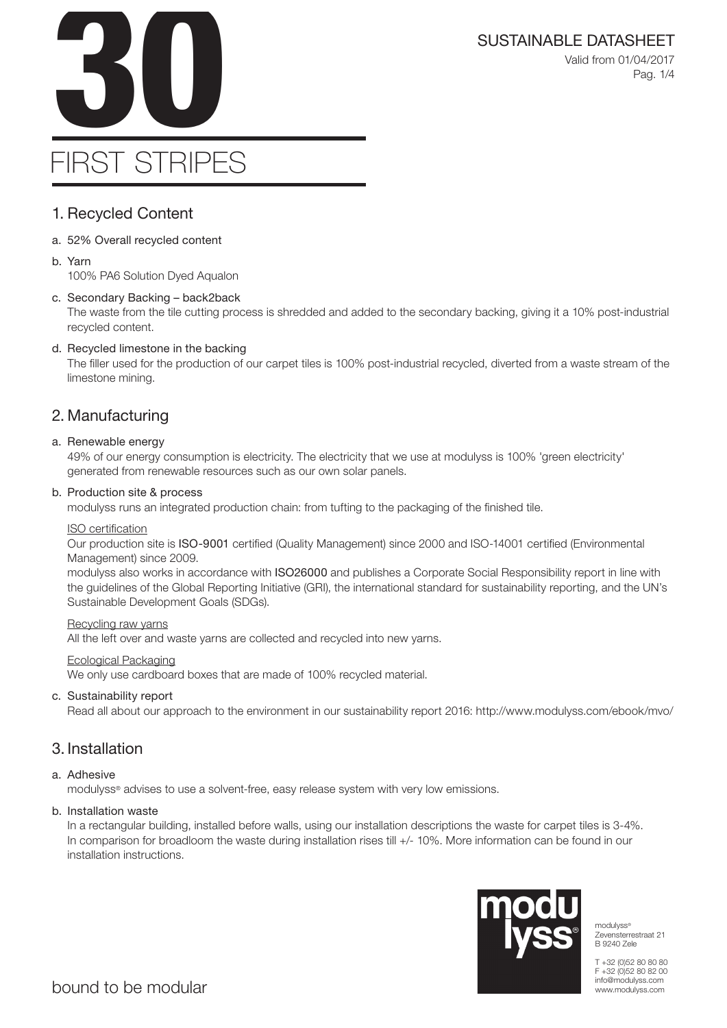# 30

# FIRST STRIPES

SUSTAINABLE DATASHEET

Valid from 01/04/2017

## 1. Recycled Content

a. 52% Overall recycled content

b. Yarn
   100% PA6 Solution Dyed Aqualon

c. Secondary Backing – back2back
   The waste from the tile cutting process is shredded and added to the secondary backing, giving it a 10% post-industrial recycled content.

d. Recycled limestone in the backing
   The filler used for the production of our carpet tiles is 100% post-industrial recycled, diverted from a waste stream of the limestone mining.

## 2. Manufacturing

a. Renewable energy
   49% of our energy consumption is electricity. The electricity that we use at modulyss is 100% 'green electricity' generated from renewable resources such as our own solar panels.

b. Production site & process
   modulyss runs an integrated production chain: from tufting to the packaging of the finished tile.

   ISO certification
   Our production site is **ISO-9001** certified (Quality Management) since 2000 and ISO-14001 certified (Environmental Management) since 2009.
   modulyss also works in accordance with **ISO26000** and publishes a Corporate Social Responsibility report in line with the guidelines of the Global Reporting Initiative (GRI), the international standard for sustainability reporting, and the UN's Sustainable Development Goals (SDGs).

   Recycling raw yarns
   All the left over and waste yarns are collected and recycled into new yarns.

   Ecological Packaging
   We only use cardboard boxes that are made of 100% recycled material.

c. Sustainability report
   Read all about our approach to the environment in our sustainability report 2016: http://www.modulyss.com/ebook/mvo/

## 3. Installation

a. Adhesive
   modulyss® advises to use a solvent-free, easy release system with very low emissions.

b. Installation waste
   In a rectangular building, installed before walls, using our installation descriptions the waste for carpet tiles is 3-4%. In comparison for broadloom the waste during installation rises till +/- 10%. More information can be found in our installation instructions.

modulyss®
Zevensterrestraat 21
B 9240 Zele

T +32 (0)52 80 80 80
F +32 (0)52 80 82 00
info@modulyss.com
www.modulyss.com

bound to be modular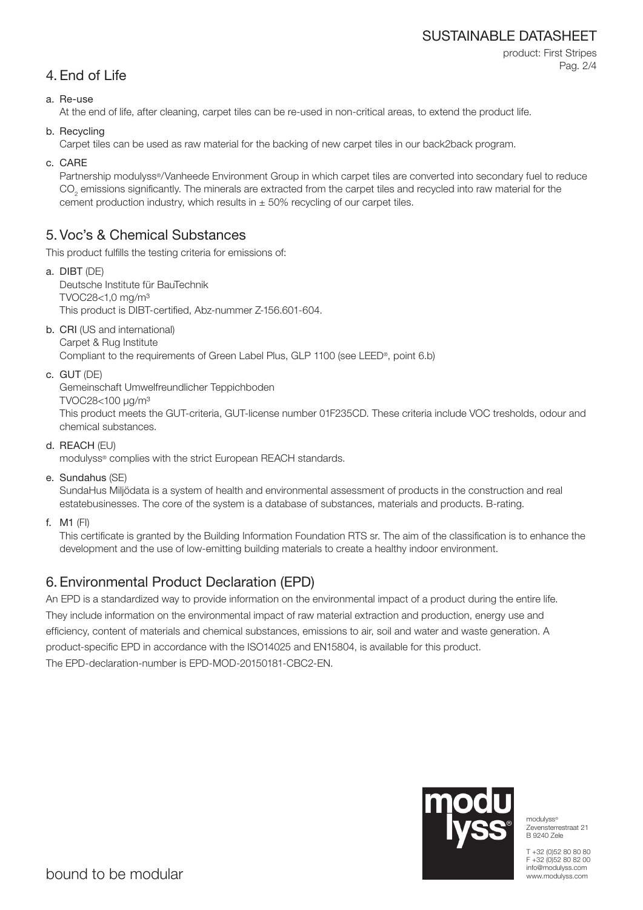## 4. End of Life

a. Re-use
At the end of life, after cleaning, carpet tiles can be re-used in non-critical areas, to extend the product life.

b. Recycling
Carpet tiles can be used as raw material for the backing of new carpet tiles in our back2back program.

c. CARE
Partnership modulyss®/Vanheede Environment Group in which carpet tiles are converted into secondary fuel to reduce $CO_2$ emissions significantly. The minerals are extracted from the carpet tiles and recycled into raw material for the cement production industry, which results in ± 50% recycling of our carpet tiles.

## 5. Voc's & Chemical Substances

This product fulfills the testing criteria for emissions of:

a. **DIBT** (DE)
Deutsche Institute für BauTechnik
TVOC28<1,0 mg/m³
This product is DIBT-certified, Abz-nummer Z-156.601-604.

b. **CRI** (US and international)
Carpet & Rug Institute
Compliant to the requirements of Green Label Plus, GLP 1100 (see LEED®, point 6.b)

c. **GUT** (DE)
Gemeinschaft Umwelfreundlicher Teppichboden
TVOC28<100 µg/m³
This product meets the GUT-criteria, GUT-license number 01F235CD. These criteria include VOC tresholds, odour and chemical substances.

d. **REACH** (EU)
modulyss® complies with the strict European REACH standards.

e. **Sundahus** (SE)
SundaHus Miljödata is a system of health and environmental assessment of products in the construction and real estatebusinesses. The core of the system is a database of substances, materials and products. B-rating.

f. **M1** (FI)
This certificate is granted by the Building Information Foundation RTS sr. The aim of the classification is to enhance the development and the use of low-emitting building materials to create a healthy indoor environment.

## 6. Environmental Product Declaration (EPD)

An EPD is a standardized way to provide information on the environmental impact of a product during the entire life. They include information on the environmental impact of raw material extraction and production, energy use and efficiency, content of materials and chemical substances, emissions to air, soil and water and waste generation. A product-specific EPD in accordance with the ISO14025 and EN15804, is available for this product.
The EPD-declaration-number is EPD-MOD-20150181-CBC2-EN.

modulyss®
Zevensterrestraat 21
B 9240 Zele

T +32 (0)52 80 80 80
F +32 (0)52 80 82 00
info@modulyss.com
www.modulyss.com

bound to be modular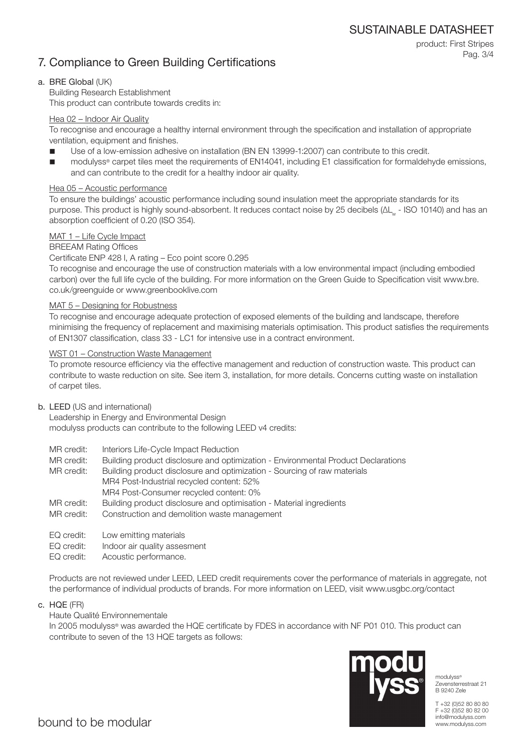# 7. Compliance to Green Building Certifications

## a. BRE Global (UK)

Building Research Establishment

This product can contribute towards credits in:

### Hea 02 – Indoor Air Quality

To recognise and encourage a healthy internal environment through the specification and installation of appropriate ventilation, equipment and finishes.

- Use of a low-emission adhesive on installation (BN EN 13999-1:2007) can contribute to this credit.
- modulyss® carpet tiles meet the requirements of EN14041, including E1 classification for formaldehyde emissions, and can contribute to the credit for a healthy indoor air quality.

### Hea 05 – Acoustic performance

To ensure the buildings' acoustic performance including sound insulation meet the appropriate standards for its purpose. This product is highly sound-absorbent. It reduces contact noise by 25 decibels ($\Delta L_w$ - ISO 10140) and has an absorption coefficient of 0.20 (ISO 354).

### MAT 1 – Life Cycle Impact

BREEAM Rating Offices

Certificate ENP 428 I, A rating – Eco point score 0.295

To recognise and encourage the use of construction materials with a low environmental impact (including embodied carbon) over the full life cycle of the building. For more information on the Green Guide to Specification visit www.bre.co.uk/greenguide or www.greenbooklive.com

### MAT 5 – Designing for Robustness

To recognise and encourage adequate protection of exposed elements of the building and landscape, therefore minimising the frequency of replacement and maximising materials optimisation. This product satisfies the requirements of EN1307 classification, class 33 - LC1 for intensive use in a contract environment.

### WST 01 – Construction Waste Management

To promote resource efficiency via the effective management and reduction of construction waste. This product can contribute to waste reduction on site. See item 3, installation, for more details. Concerns cutting waste on installation of carpet tiles.

## b. LEED (US and international)

Leadership in Energy and Environmental Design

modulyss products can contribute to the following LEED v4 credits:

MR credit: Interiors Life-Cycle Impact Reduction
MR credit: Building product disclosure and optimization - Environmental Product Declarations
MR credit: Building product disclosure and optimization - Sourcing of raw materials
MR4 Post-Industrial recycled content: 52%
MR4 Post-Consumer recycled content: 0%
MR credit: Building product disclosure and optimisation - Material ingredients
MR credit: Construction and demolition waste management

EQ credit: Low emitting materials
EQ credit: Indoor air quality assesment
EQ credit: Acoustic performance.

Products are not reviewed under LEED, LEED credit requirements cover the performance of materials in aggregate, not the performance of individual products of brands. For more information on LEED, visit www.usgbc.org/contact

## c. HQE (FR)

Haute Qualité Environnementale

In 2005 modulyss® was awarded the HQE certificate by FDES in accordance with NF P01 010. This product can contribute to seven of the 13 HQE targets as follows: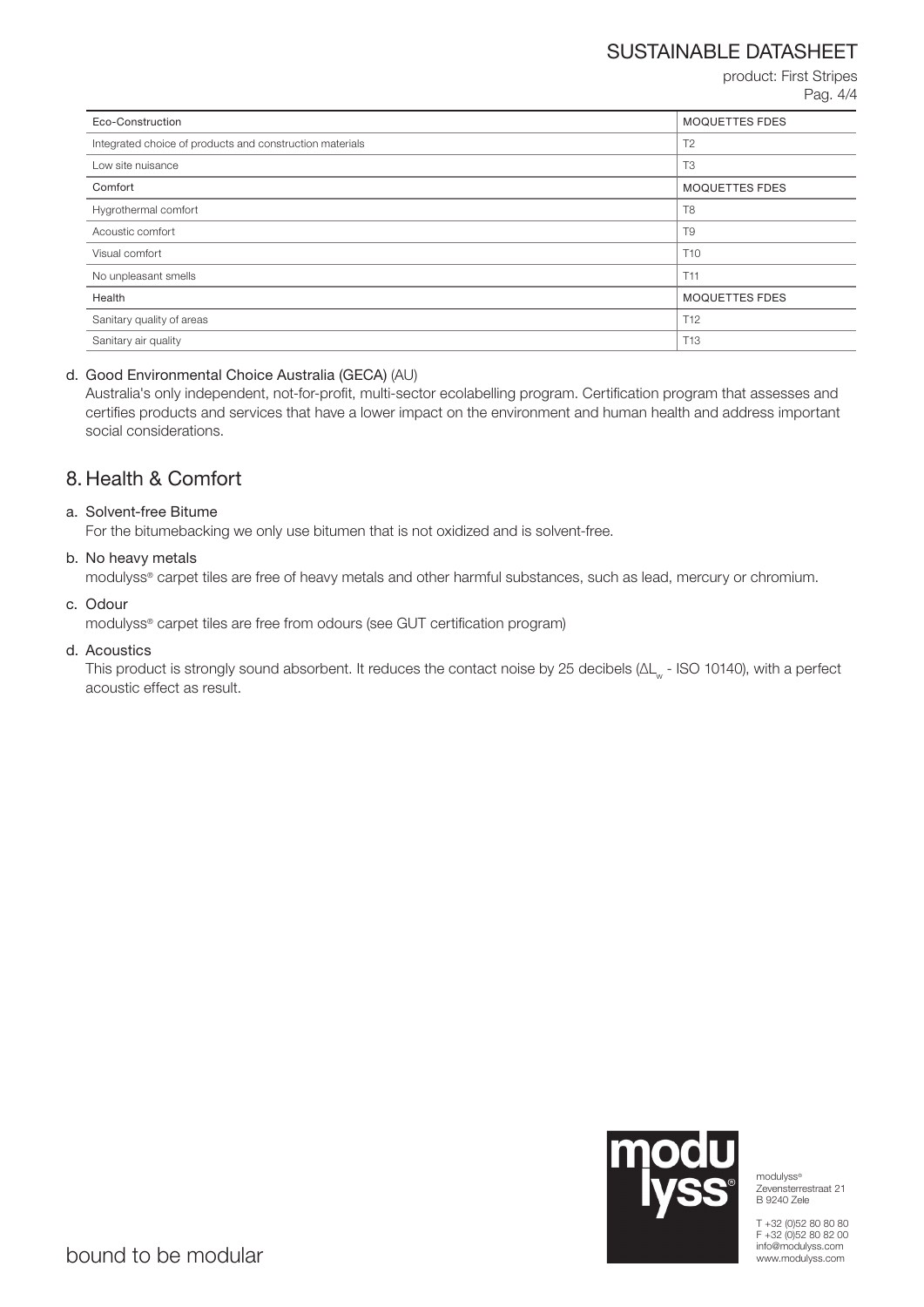| Eco-Construction | MOQUETTES FDES |
|---|---|
| Integrated choice of products and construction materials | T2 |
| Low site nuisance | T3 |
| **Comfort** | **MOQUETTES FDES** |
| Hygrothermal comfort | T8 |
| Acoustic comfort | T9 |
| Visual comfort | T10 |
| No unpleasant smells | T11 |
| **Health** | **MOQUETTES FDES** |
| Sanitary quality of areas | T12 |
| Sanitary air quality | T13 |

d. Good Environmental Choice Australia (GECA) (AU)
   Australia's only independent, not-for-profit, multi-sector ecolabelling program. Certification program that assesses and certifies products and services that have a lower impact on the environment and human health and address important social considerations.

## 8. Health & Comfort

a. Solvent-free Bitume
   For the bitumebacking we only use bitumen that is not oxidized and is solvent-free.

b. No heavy metals
   modulyss® carpet tiles are free of heavy metals and other harmful substances, such as lead, mercury or chromium.

c. Odour
   modulyss® carpet tiles are free from odours (see GUT certification program)

d. Acoustics
   This product is strongly sound absorbent. It reduces the contact noise by 25 decibels ($\Delta L_w$ - ISO 10140), with a perfect acoustic effect as result.

modulyss®
Zevensterrestraat 21
B 9240 Zele

T +32 (0)52 80 80 80
F +32 (0)52 80 82 00
info@modulyss.com
www.modulyss.com

bound to be modular